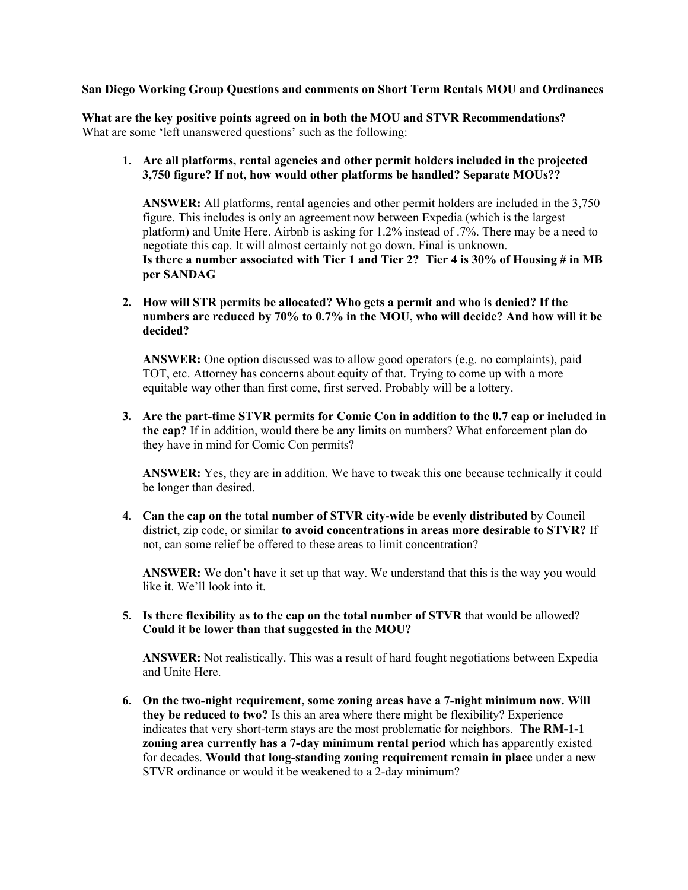**San Diego Working Group Questions and comments on Short Term Rentals MOU and Ordinances**

**What are the key positive points agreed on in both the MOU and STVR Recommendations?**
What are some 'left unanswered questions' such as the following:

1. **Are all platforms, rental agencies and other permit holders included in the projected 3,750 figure? If not, how would other platforms be handled? Separate MOUs??**

   **ANSWER:** All platforms, rental agencies and other permit holders are included in the 3,750 figure. This includes is only an agreement now between Expedia (which is the largest platform) and Unite Here. Airbnb is asking for 1.2% instead of .7%. There may be a need to negotiate this cap. It will almost certainly not go down. Final is unknown.
   **Is there a number associated with Tier 1 and Tier 2? Tier 4 is 30% of Housing # in MB per SANDAG**

2. **How will STR permits be allocated? Who gets a permit and who is denied? If the numbers are reduced by 70% to 0.7% in the MOU, who will decide? And how will it be decided?**

   **ANSWER:** One option discussed was to allow good operators (e.g. no complaints), paid TOT, etc. Attorney has concerns about equity of that. Trying to come up with a more equitable way other than first come, first served. Probably will be a lottery.

3. **Are the part-time STVR permits for Comic Con in addition to the 0.7 cap or included in the cap?** If in addition, would there be any limits on numbers? What enforcement plan do they have in mind for Comic Con permits?

   **ANSWER:** Yes, they are in addition. We have to tweak this one because technically it could be longer than desired.

4. **Can the cap on the total number of STVR city-wide be evenly distributed** by Council district, zip code, or similar **to avoid concentrations in areas more desirable to STVR?** If not, can some relief be offered to these areas to limit concentration?

   **ANSWER:** We don't have it set up that way. We understand that this is the way you would like it. We'll look into it.

5. **Is there flexibility as to the cap on the total number of STVR** that would be allowed? **Could it be lower than that suggested in the MOU?**

   **ANSWER:** Not realistically. This was a result of hard fought negotiations between Expedia and Unite Here.

6. **On the two-night requirement, some zoning areas have a 7-night minimum now. Will they be reduced to two?** Is this an area where there might be flexibility? Experience indicates that very short-term stays are the most problematic for neighbors. **The RM-1-1 zoning area currently has a 7-day minimum rental period** which has apparently existed for decades. **Would that long-standing zoning requirement remain in place** under a new STVR ordinance or would it be weakened to a 2-day minimum?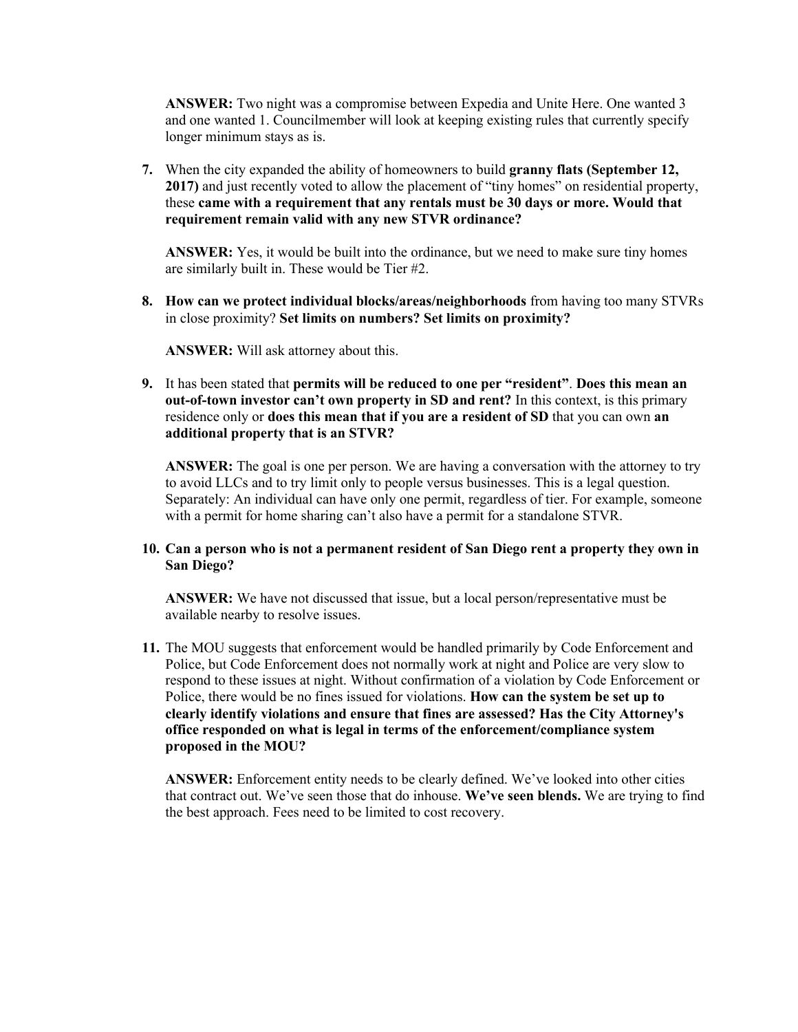**ANSWER:** Two night was a compromise between Expedia and Unite Here. One wanted 3 and one wanted 1. Councilmember will look at keeping existing rules that currently specify longer minimum stays as is.

7. When the city expanded the ability of homeowners to build **granny flats (September 12, 2017)** and just recently voted to allow the placement of "tiny homes" on residential property, these **came with a requirement that any rentals must be 30 days or more. Would that requirement remain valid with any new STVR ordinance?**

   **ANSWER:** Yes, it would be built into the ordinance, but we need to make sure tiny homes are similarly built in. These would be Tier #2.

8. **How can we protect individual blocks/areas/neighborhoods** from having too many STVRs in close proximity? **Set limits on numbers? Set limits on proximity?**

   **ANSWER:** Will ask attorney about this.

9. It has been stated that **permits will be reduced to one per "resident"**. **Does this mean an out-of-town investor can't own property in SD and rent?** In this context, is this primary residence only or **does this mean that if you are a resident of SD** that you can own **an additional property that is an STVR?**

   **ANSWER:** The goal is one per person. We are having a conversation with the attorney to try to avoid LLCs and to try limit only to people versus businesses. This is a legal question. Separately: An individual can have only one permit, regardless of tier. For example, someone with a permit for home sharing can't also have a permit for a standalone STVR.

10. **Can a person who is not a permanent resident of San Diego rent a property they own in San Diego?**

    **ANSWER:** We have not discussed that issue, but a local person/representative must be available nearby to resolve issues.

11. The MOU suggests that enforcement would be handled primarily by Code Enforcement and Police, but Code Enforcement does not normally work at night and Police are very slow to respond to these issues at night. Without confirmation of a violation by Code Enforcement or Police, there would be no fines issued for violations. **How can the system be set up to clearly identify violations and ensure that fines are assessed? Has the City Attorney's office responded on what is legal in terms of the enforcement/compliance system proposed in the MOU?**

    **ANSWER:** Enforcement entity needs to be clearly defined. We've looked into other cities that contract out. We've seen those that do inhouse. **We've seen blends.** We are trying to find the best approach. Fees need to be limited to cost recovery.